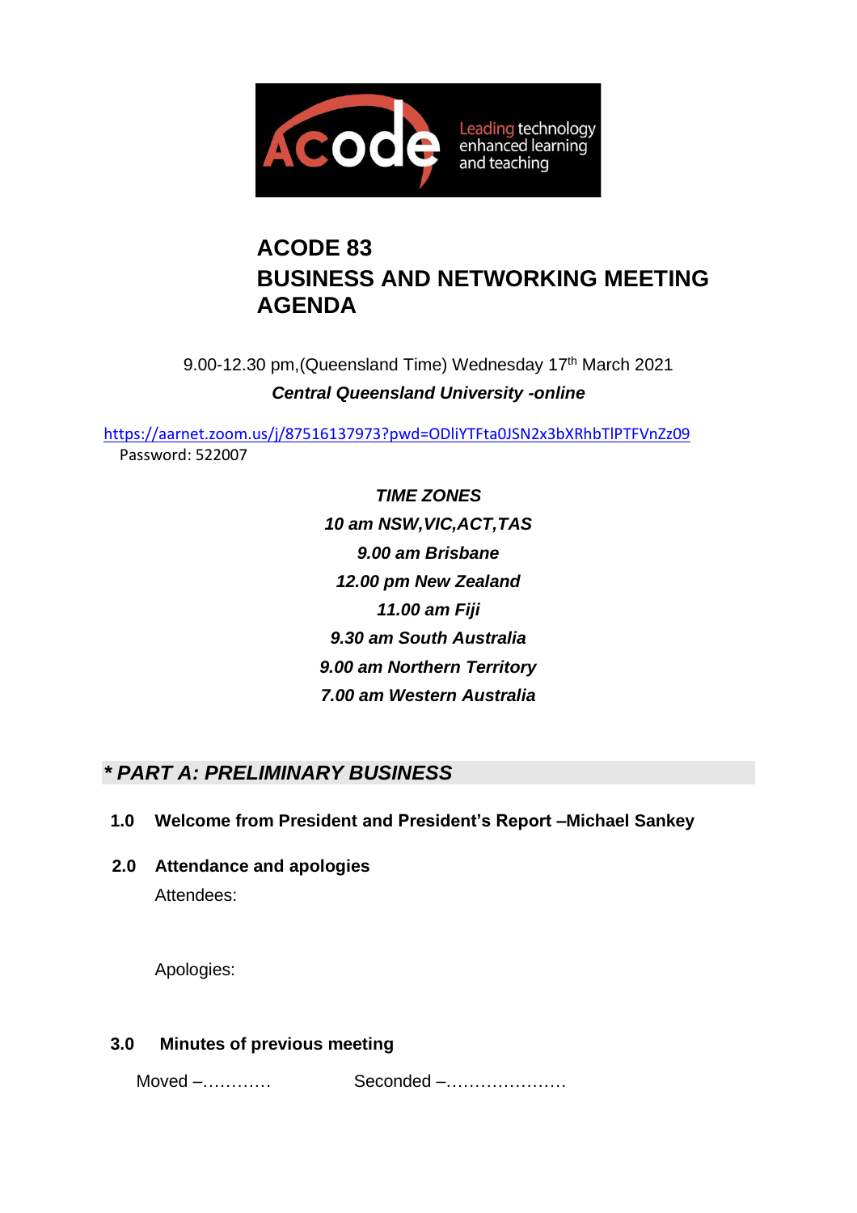# ACODE 83
# BUSINESS AND NETWORKING MEETING AGENDA

9.00-12.30 pm,(Queensland Time) Wednesday 17th March 2021

***Central Queensland University -online***

https://aarnet.zoom.us/j/87516137973?pwd=ODliYTFta0JSN2x3bXRhbTlPTFVnZz09
Password: 522007

***TIME ZONES***
***10 am NSW,VIC,ACT,TAS***
***9.00 am Brisbane***
***12.00 pm New Zealand***
***11.00 am Fiji***
***9.30 am South Australia***
***9.00 am Northern Territory***
***7.00 am Western Australia***

## *** PART A: PRELIMINARY BUSINESS**

**1.0 Welcome from President and President's Report –Michael Sankey**

**2.0 Attendance and apologies**

Attendees:

Apologies:

**3.0 Minutes of previous meeting**

Moved –………… Seconded –…………………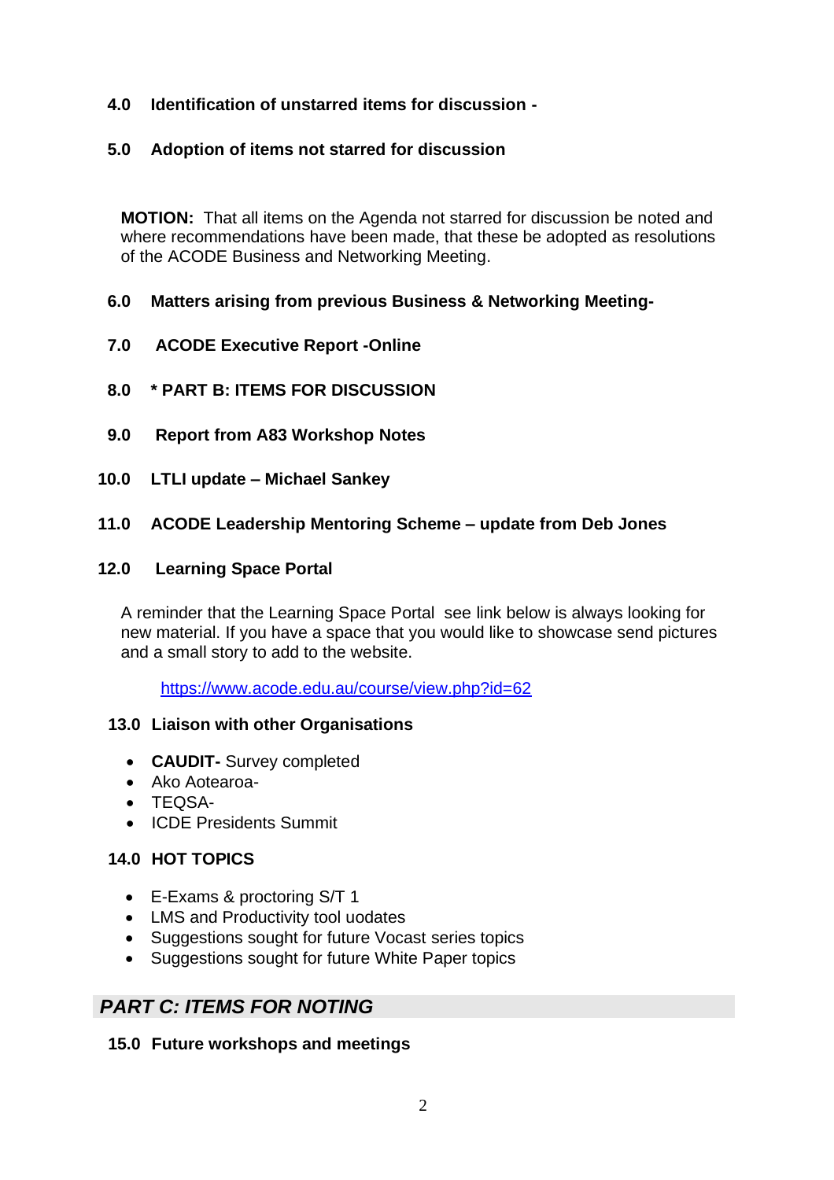**4.0 Identification of unstarred items for discussion -**

**5.0 Adoption of items not starred for discussion**

**MOTION:** That all items on the Agenda not starred for discussion be noted and where recommendations have been made, that these be adopted as resolutions of the ACODE Business and Networking Meeting.

**6.0 Matters arising from previous Business & Networking Meeting-**

**7.0 ACODE Executive Report -Online**

**8.0 * PART B: ITEMS FOR DISCUSSION**

**9.0 Report from A83 Workshop Notes**

**10.0 LTLI update – Michael Sankey**

**11.0 ACODE Leadership Mentoring Scheme – update from Deb Jones**

**12.0 Learning Space Portal**

A reminder that the Learning Space Portal see link below is always looking for new material. If you have a space that you would like to showcase send pictures and a small story to add to the website.

https://www.acode.edu.au/course/view.php?id=62

**13.0 Liaison with other Organisations**

- **CAUDIT-** Survey completed
- Ako Aotearoa-
- TEQSA-
- ICDE Presidents Summit

**14.0 HOT TOPICS**

- E-Exams & proctoring S/T 1
- LMS and Productivity tool uodates
- Suggestions sought for future Vocast series topics
- Suggestions sought for future White Paper topics

## *PART C: ITEMS FOR NOTING*

**15.0 Future workshops and meetings**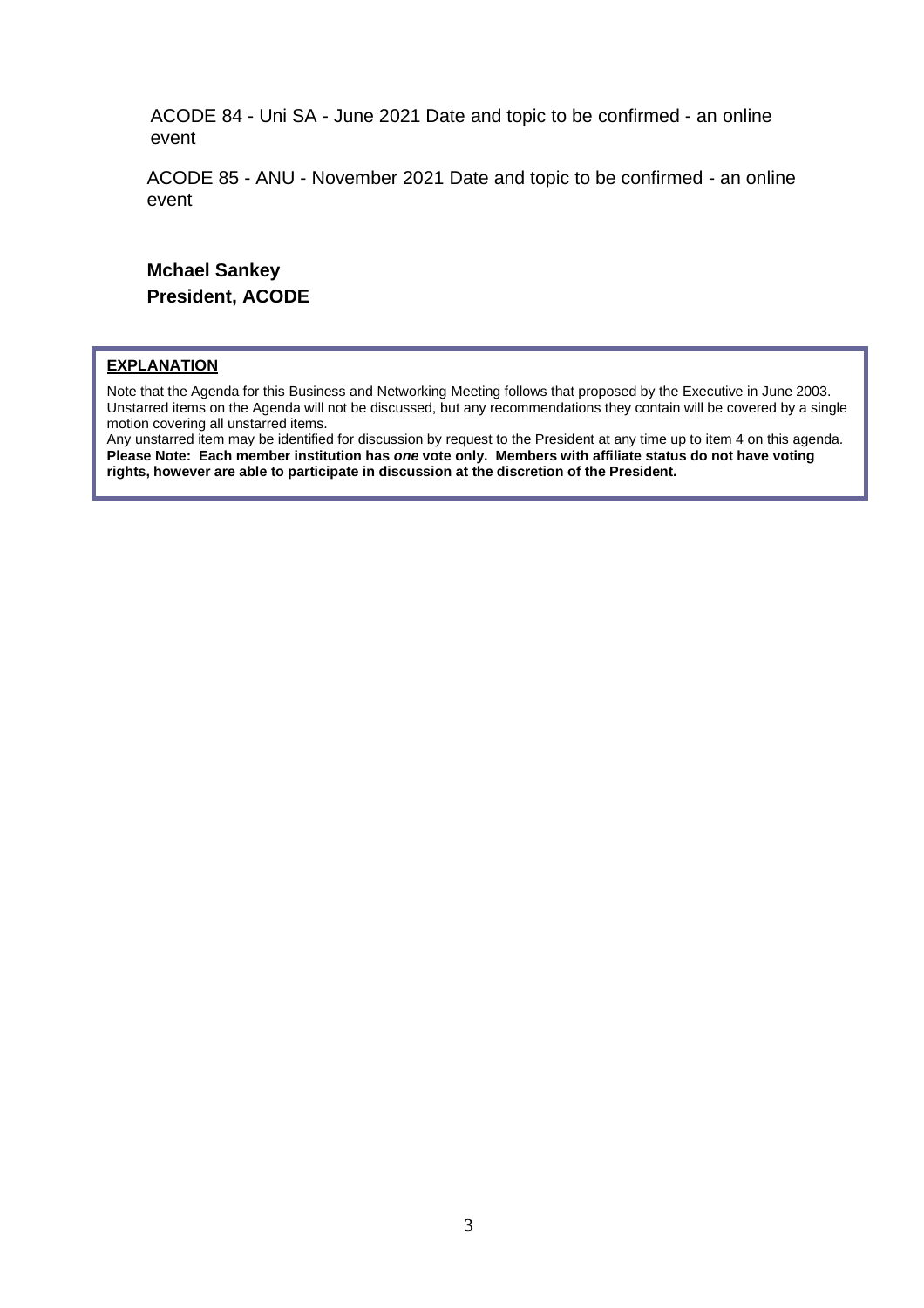ACODE 84 - Uni SA - June 2021 Date and topic to be confirmed - an online event

ACODE 85 - ANU - November 2021 Date and topic to be confirmed - an online event

**Mchael Sankey**
**President, ACODE**

**EXPLANATION**

Note that the Agenda for this Business and Networking Meeting follows that proposed by the Executive in June 2003. Unstarred items on the Agenda will not be discussed, but any recommendations they contain will be covered by a single motion covering all unstarred items.
Any unstarred item may be identified for discussion by request to the President at any time up to item 4 on this agenda.
**Please Note: Each member institution has *one* vote only. Members with affiliate status do not have voting rights, however are able to participate in discussion at the discretion of the President.**